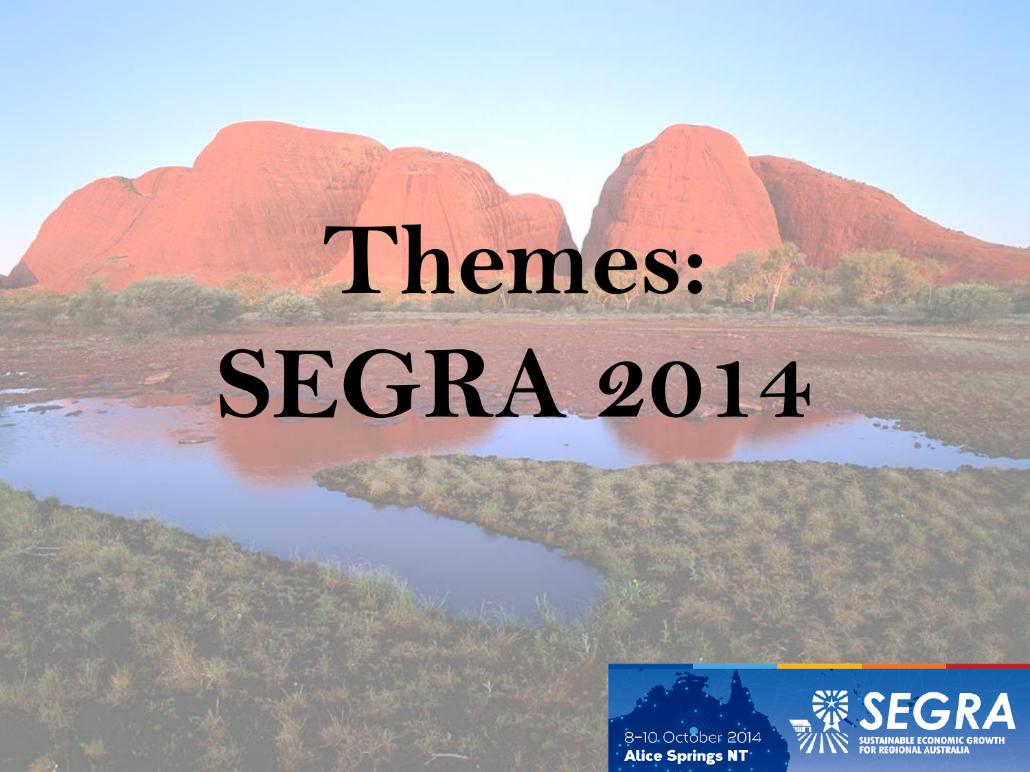# Themes: SEGRA 2014

8-10 October 2014
Alice Springs NT

SEGRA
SUSTAINABLE ECONOMIC GROWTH FOR REGIONAL AUSTRALIA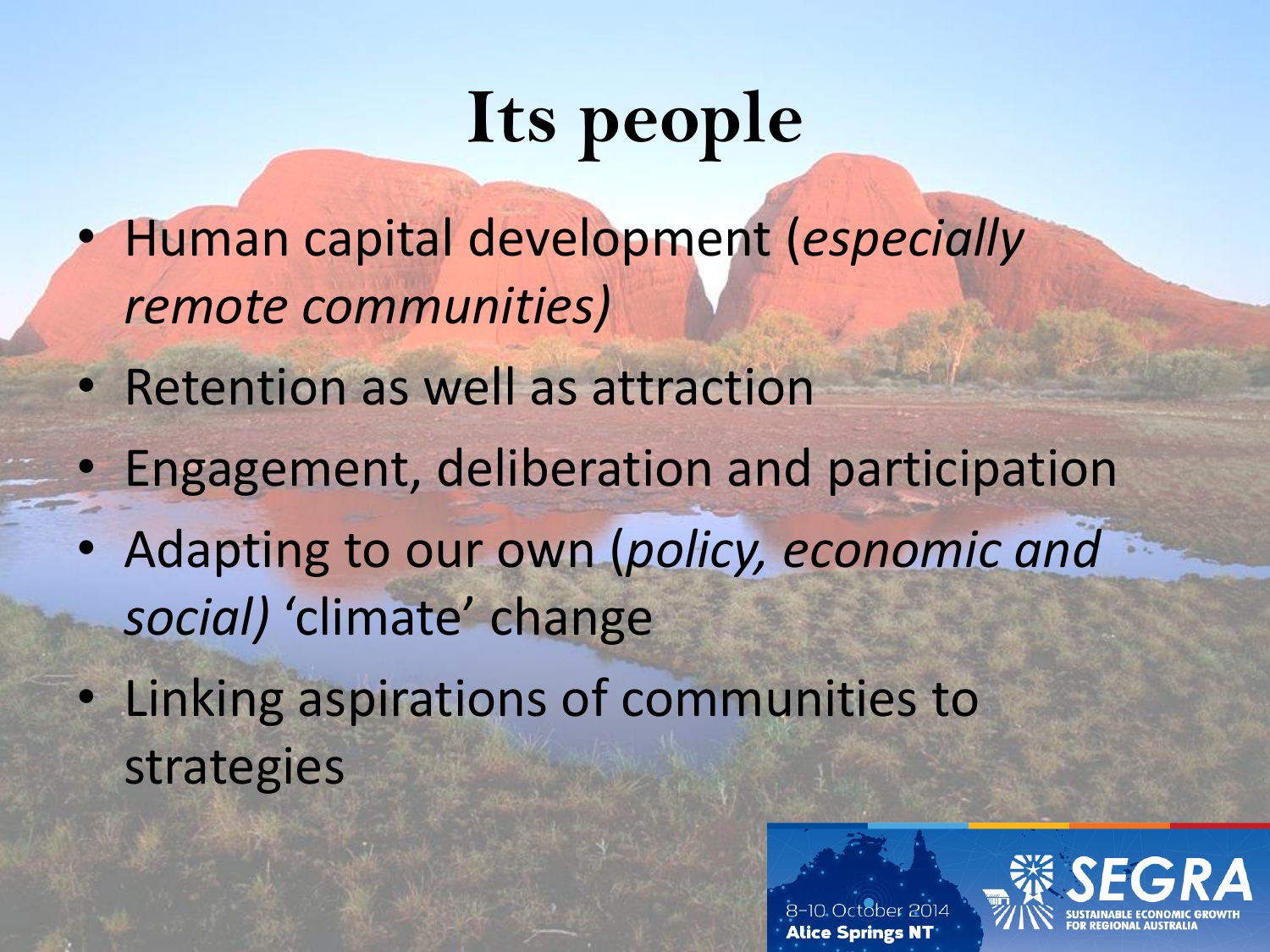# Its people

- Human capital development (*especially remote communities)*
- Retention as well as attraction
- Engagement, deliberation and participation
- Adapting to our own (*policy, economic and social)* 'climate' change
- Linking aspirations of communities to strategies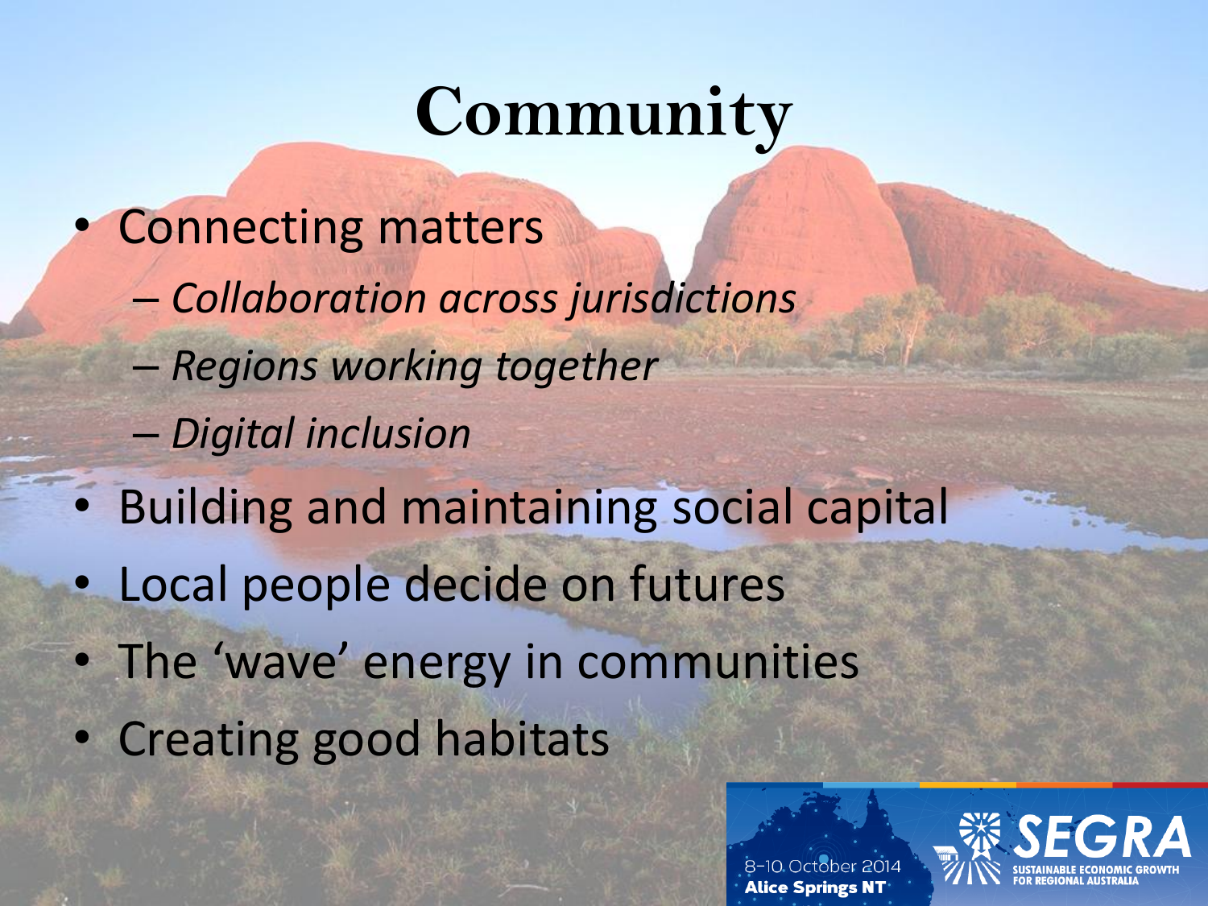# Community

- Connecting matters
  - *Collaboration across jurisdictions*
  - *Regions working together*
  - *Digital inclusion*
- Building and maintaining social capital
- Local people decide on futures
- The 'wave' energy in communities
- Creating good habitats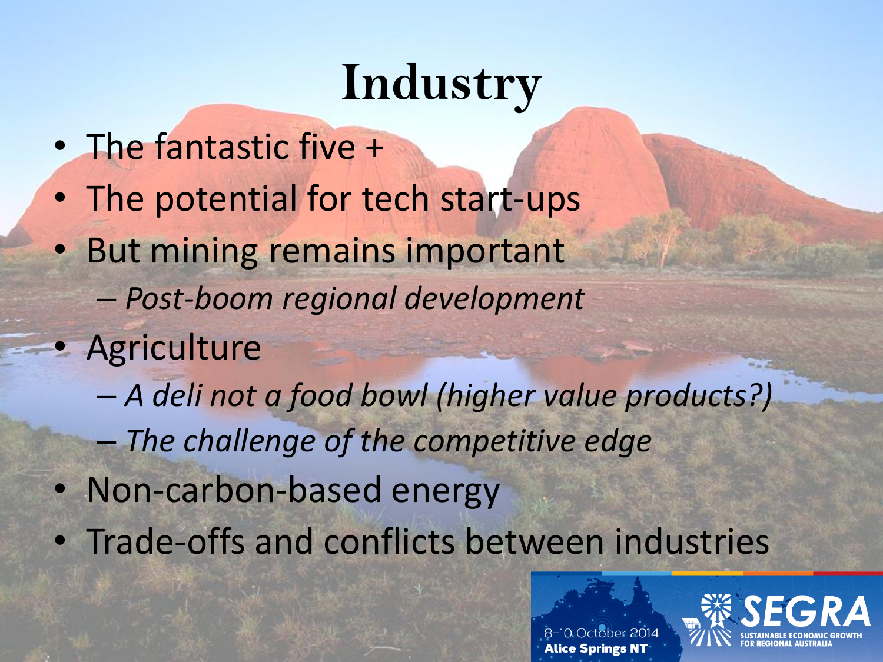# Industry

- The fantastic five +
- The potential for tech start-ups
- But mining remains important
  - *Post-boom regional development*
- Agriculture
  - *A deli not a food bowl (higher value products?)*
  - *The challenge of the competitive edge*
- Non-carbon-based energy
- Trade-offs and conflicts between industries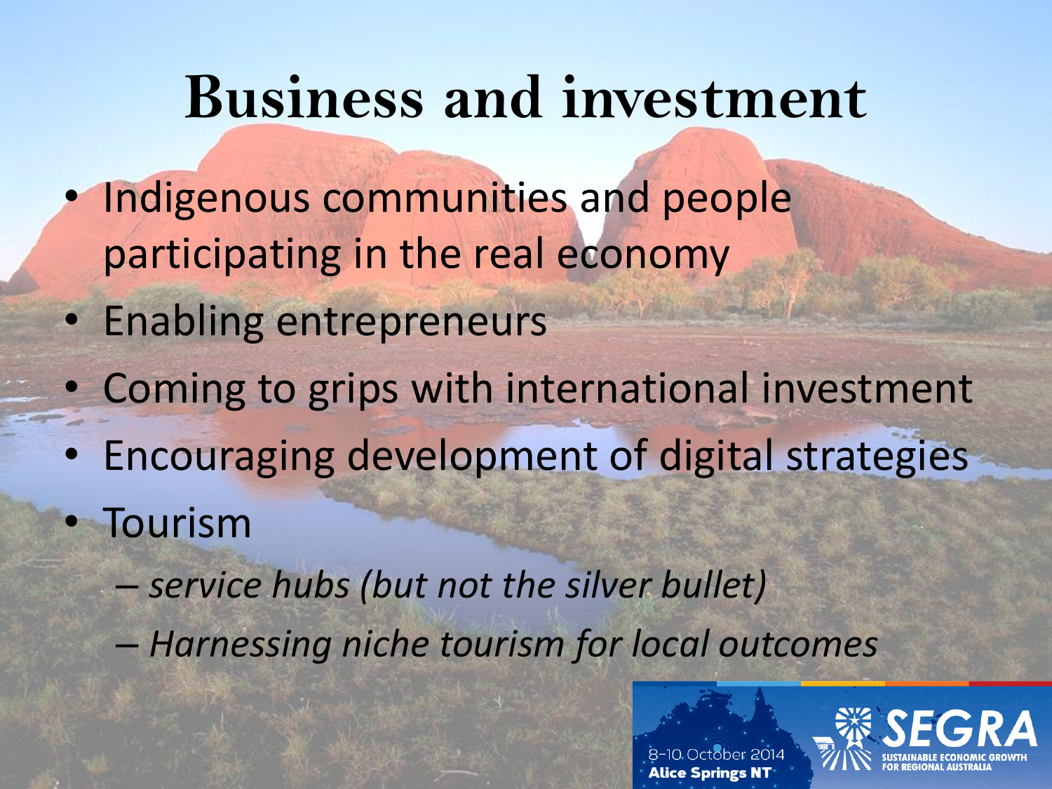# Business and investment

- Indigenous communities and people participating in the real economy
- Enabling entrepreneurs
- Coming to grips with international investment
- Encouraging development of digital strategies
- Tourism
  - *service hubs (but not the silver bullet)*
  - *Harnessing niche tourism for local outcomes*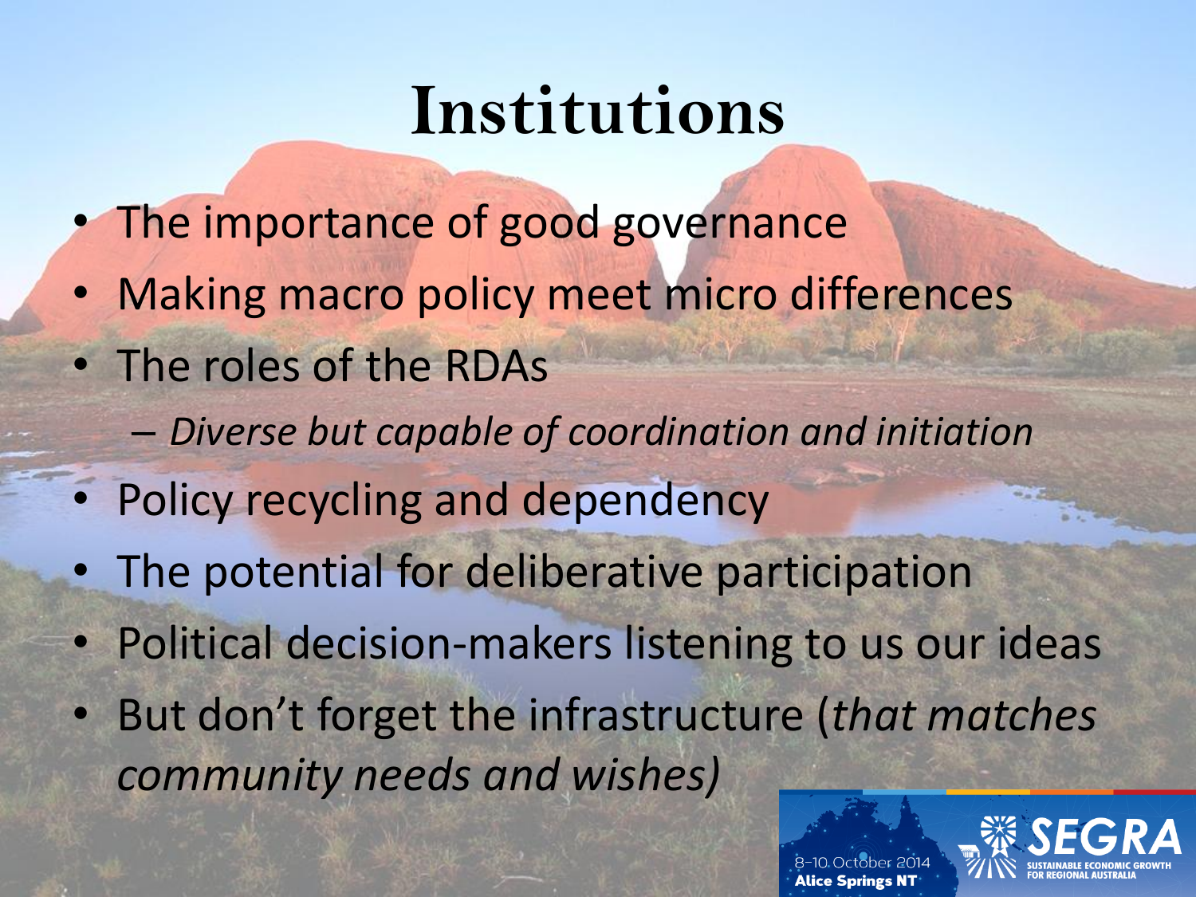# Institutions

- The importance of good governance
- Making macro policy meet micro differences
- The roles of the RDAs
  - *Diverse but capable of coordination and initiation*
- Policy recycling and dependency
- The potential for deliberative participation
- Political decision-makers listening to us our ideas
- But don't forget the infrastructure (*that matches community needs and wishes)*